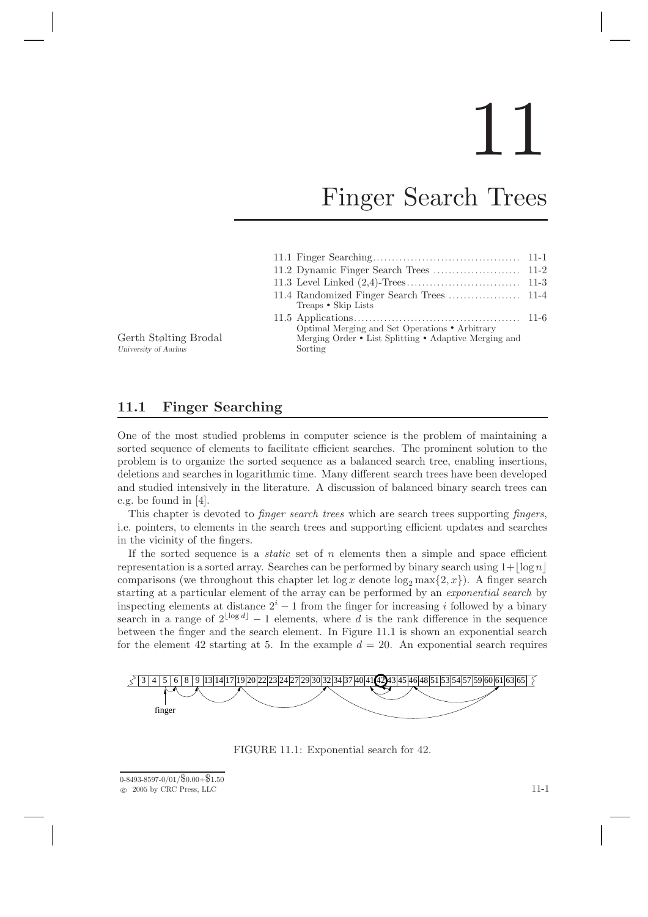// 11

# Finger Search Trees

Gerth Stølting Brodal
*University of Aarhus*

| | |
|---|---|
| 11.1 Finger Searching | 11-1 |
| 11.2 Dynamic Finger Search Trees | 11-2 |
| 11.3 Level Linked (2,4)-Trees | 11-3 |
| 11.4 Randomized Finger Search Trees <br> Treaps • Skip Lists | 11-4 |
| 11.5 Applications <br> Optimal Merging and Set Operations • Arbitrary Merging Order • List Splitting • Adaptive Merging and Sorting | 11-6 |

## 11.1 Finger Searching

One of the most studied problems in computer science is the problem of maintaining a sorted sequence of elements to facilitate efficient searches. The prominent solution to the problem is to organize the sorted sequence as a balanced search tree, enabling insertions, deletions and searches in logarithmic time. Many different search trees have been developed and studied intensively in the literature. A discussion of balanced binary search trees can e.g. be found in [4].

This chapter is devoted to *finger search trees* which are search trees supporting *fingers*, i.e. pointers, to elements in the search trees and supporting efficient updates and searches in the vicinity of the fingers.

If the sorted sequence is a *static* set of $n$ elements then a simple and space efficient representation is a sorted array. Searches can be performed by binary search using $1+\lfloor \log n \rfloor$ comparisons (we throughout this chapter let $\log x$ denote $\log_2 \max\{2, x\}$). A finger search starting at a particular element of the array can be performed by an *exponential search* by inspecting elements at distance $2^i - 1$ from the finger for increasing $i$ followed by a binary search in a range of $2^{\lfloor \log d \rfloor} - 1$ elements, where $d$ is the rank difference in the sequence between the finger and the search element. In Figure 11.1 is shown an exponential search for the element 42 starting at 5. In the example $d = 20$. An exponential search requires

3 4 5 6 8 9 13 14 17 19 20 22 23 24 27 29 30 32 34 37 40 41 42 43 45 46 48 51 53 54 57 59 60 61 63 65

finger

FIGURE 11.1: Exponential search for 42.

0-8493-8597-0/01/$0.00+$1.50
© 2005 by CRC Press, LLC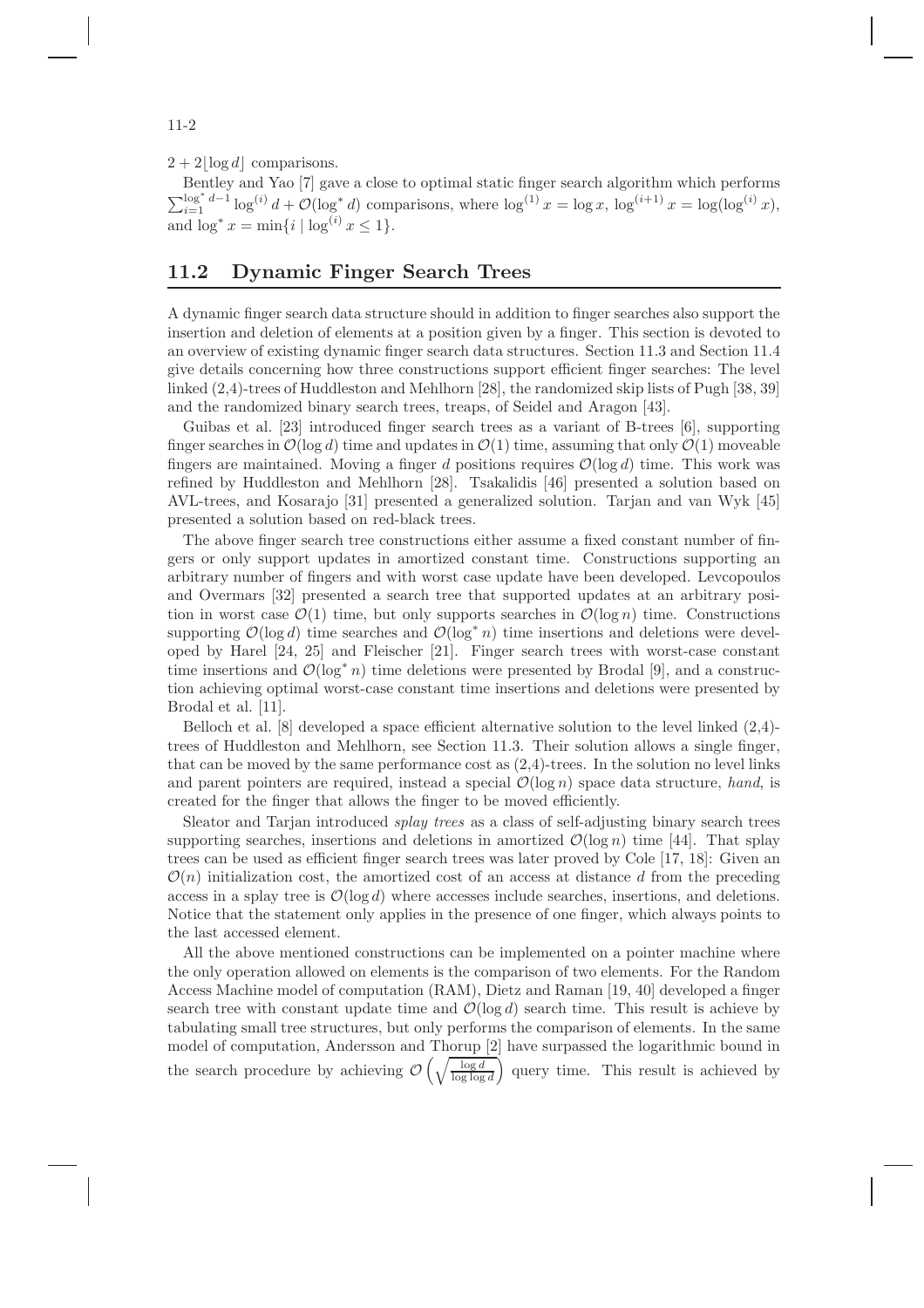$2 + 2\lfloor \log d \rfloor$ comparisons.

Bentley and Yao [7] gave a close to optimal static finger search algorithm which performs $\sum_{i=1}^{\log^* d - 1} \log^{(i)} d + \mathcal{O}(\log^* d)$ comparisons, where $\log^{(1)} x = \log x$, $\log^{(i+1)} x = \log(\log^{(i)} x)$, and $\log^* x = \min\{i \mid \log^{(i)} x \leq 1\}$.

## 11.2 Dynamic Finger Search Trees

A dynamic finger search data structure should in addition to finger searches also support the insertion and deletion of elements at a position given by a finger. This section is devoted to an overview of existing dynamic finger search data structures. Section 11.3 and Section 11.4 give details concerning how three constructions support efficient finger searches: The level linked (2,4)-trees of Huddleston and Mehlhorn [28], the randomized skip lists of Pugh [38, 39] and the randomized binary search trees, treaps, of Seidel and Aragon [43].

Guibas et al. [23] introduced finger search trees as a variant of B-trees [6], supporting finger searches in $\mathcal{O}(\log d)$ time and updates in $\mathcal{O}(1)$ time, assuming that only $\mathcal{O}(1)$ moveable fingers are maintained. Moving a finger $d$ positions requires $\mathcal{O}(\log d)$ time. This work was refined by Huddleston and Mehlhorn [28]. Tsakalidis [46] presented a solution based on AVL-trees, and Kosarajo [31] presented a generalized solution. Tarjan and van Wyk [45] presented a solution based on red-black trees.

The above finger search tree constructions either assume a fixed constant number of fingers or only support updates in amortized constant time. Constructions supporting an arbitrary number of fingers and with worst case update have been developed. Levcopoulos and Overmars [32] presented a search tree that supported updates at an arbitrary position in worst case $\mathcal{O}(1)$ time, but only supports searches in $\mathcal{O}(\log n)$ time. Constructions supporting $\mathcal{O}(\log d)$ time searches and $\mathcal{O}(\log^* n)$ time insertions and deletions were developed by Harel [24, 25] and Fleischer [21]. Finger search trees with worst-case constant time insertions and $\mathcal{O}(\log^* n)$ time deletions were presented by Brodal [9], and a construction achieving optimal worst-case constant time insertions and deletions were presented by Brodal et al. [11].

Belloch et al. [8] developed a space efficient alternative solution to the level linked (2,4)-trees of Huddleston and Mehlhorn, see Section 11.3. Their solution allows a single finger, that can be moved by the same performance cost as (2,4)-trees. In the solution no level links and parent pointers are required, instead a special $\mathcal{O}(\log n)$ space data structure, *hand*, is created for the finger that allows the finger to be moved efficiently.

Sleator and Tarjan introduced *splay trees* as a class of self-adjusting binary search trees supporting searches, insertions and deletions in amortized $\mathcal{O}(\log n)$ time [44]. That splay trees can be used as efficient finger search trees was later proved by Cole [17, 18]: Given an $\mathcal{O}(n)$ initialization cost, the amortized cost of an access at distance $d$ from the preceding access in a splay tree is $\mathcal{O}(\log d)$ where accesses include searches, insertions, and deletions. Notice that the statement only applies in the presence of one finger, which always points to the last accessed element.

All the above mentioned constructions can be implemented on a pointer machine where the only operation allowed on elements is the comparison of two elements. For the Random Access Machine model of computation (RAM), Dietz and Raman [19, 40] developed a finger search tree with constant update time and $\mathcal{O}(\log d)$ search time. This result is achieve by tabulating small tree structures, but only performs the comparison of elements. In the same model of computation, Andersson and Thorup [2] have surpassed the logarithmic bound in the search procedure by achieving $\mathcal{O}\left(\sqrt{\frac{\log d}{\log \log d}}\right)$ query time. This result is achieved by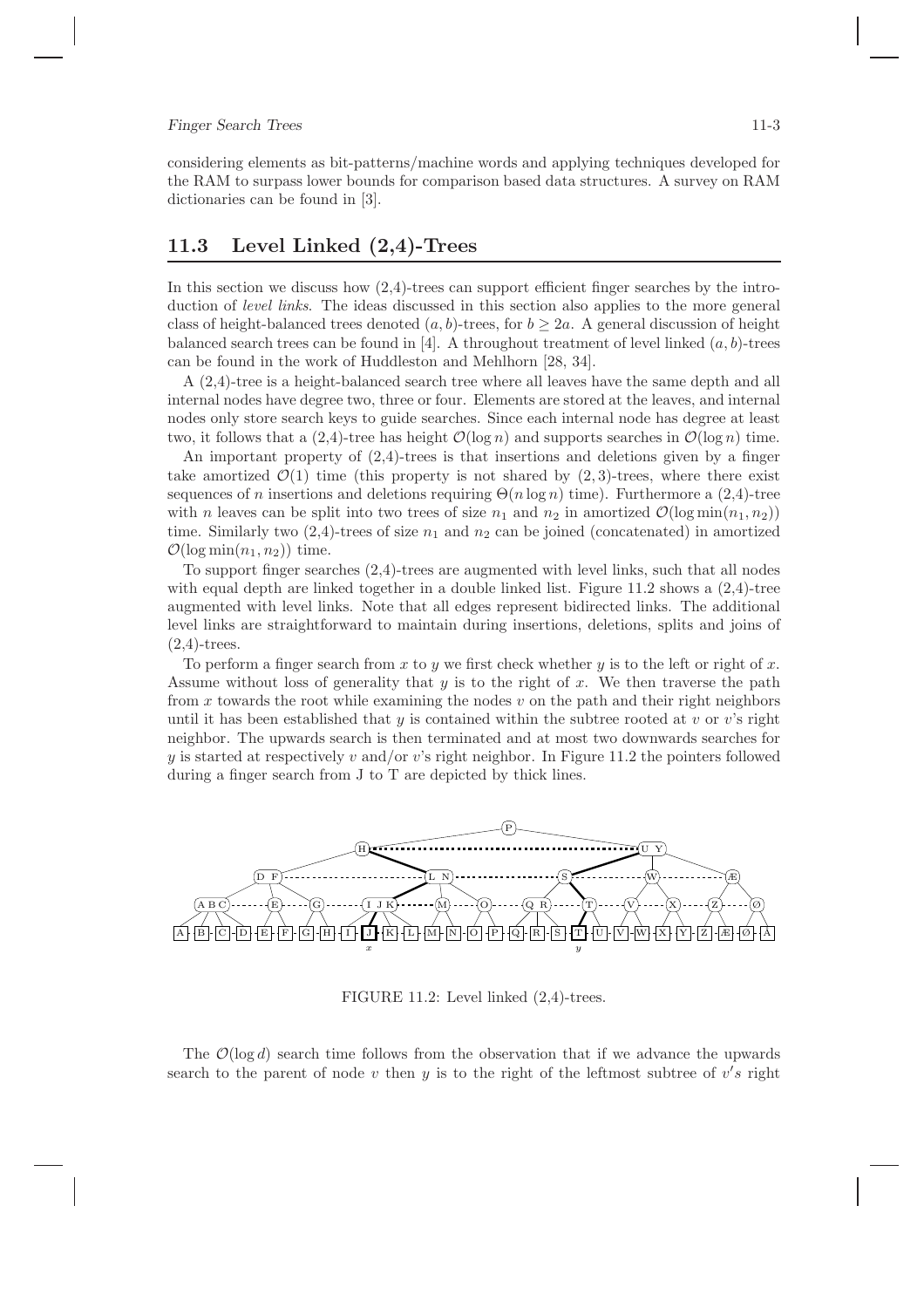considering elements as bit-patterns/machine words and applying techniques developed for the RAM to surpass lower bounds for comparison based data structures. A survey on RAM dictionaries can be found in [3].

## 11.3 Level Linked (2,4)-Trees

In this section we discuss how (2,4)-trees can support efficient finger searches by the introduction of *level links*. The ideas discussed in this section also applies to the more general class of height-balanced trees denoted $(a, b)$-trees, for $b \geq 2a$. A general discussion of height balanced search trees can be found in [4]. A throughout treatment of level linked $(a, b)$-trees can be found in the work of Huddleston and Mehlhorn [28, 34].

A (2,4)-tree is a height-balanced search tree where all leaves have the same depth and all internal nodes have degree two, three or four. Elements are stored at the leaves, and internal nodes only store search keys to guide searches. Since each internal node has degree at least two, it follows that a (2,4)-tree has height $\mathcal{O}(\log n)$ and supports searches in $\mathcal{O}(\log n)$ time.

An important property of (2,4)-trees is that insertions and deletions given by a finger take amortized $\mathcal{O}(1)$ time (this property is not shared by $(2, 3)$-trees, where there exist sequences of $n$ insertions and deletions requiring $\Theta(n \log n)$ time). Furthermore a (2,4)-tree with $n$ leaves can be split into two trees of size $n_1$ and $n_2$ in amortized $\mathcal{O}(\log \min(n_1, n_2))$ time. Similarly two (2,4)-trees of size $n_1$ and $n_2$ can be joined (concatenated) in amortized $\mathcal{O}(\log \min(n_1, n_2))$ time.

To support finger searches (2,4)-trees are augmented with level links, such that all nodes with equal depth are linked together in a double linked list. Figure 11.2 shows a (2,4)-tree augmented with level links. Note that all edges represent bidirected links. The additional level links are straightforward to maintain during insertions, deletions, splits and joins of (2,4)-trees.

To perform a finger search from $x$ to $y$ we first check whether $y$ is to the left or right of $x$. Assume without loss of generality that $y$ is to the right of $x$. We then traverse the path from $x$ towards the root while examining the nodes $v$ on the path and their right neighbors until it has been established that $y$ is contained within the subtree rooted at $v$ or $v$'s right neighbor. The upwards search is then terminated and at most two downwards searches for $y$ is started at respectively $v$ and/or $v$'s right neighbor. In Figure 11.2 the pointers followed during a finger search from J to T are depicted by thick lines.

FIGURE 11.2: Level linked (2,4)-trees.

The $\mathcal{O}(\log d)$ search time follows from the observation that if we advance the upwards search to the parent of node $v$ then $y$ is to the right of the leftmost subtree of $v's$ right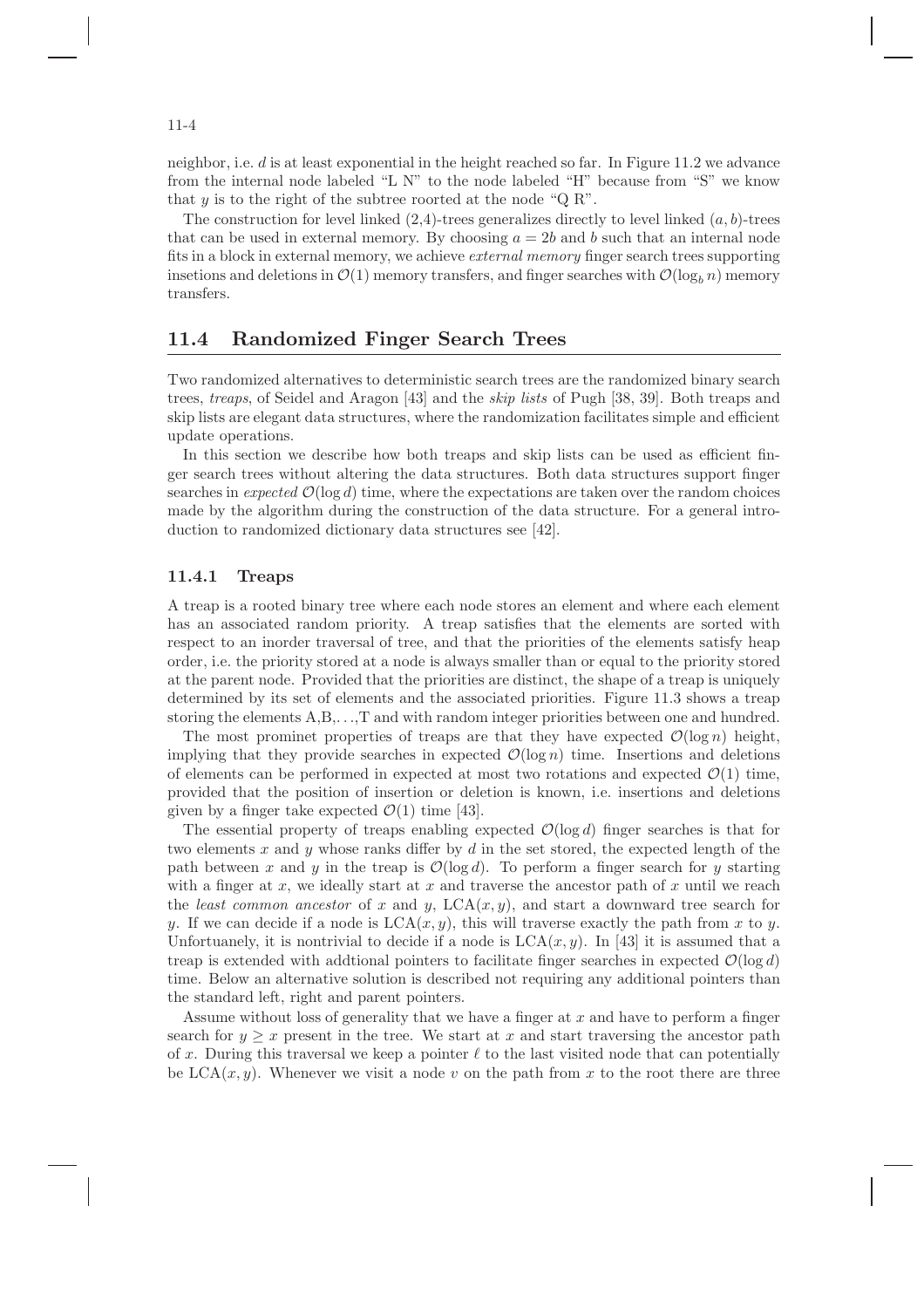neighbor, i.e. $d$ is at least exponential in the height reached so far. In Figure 11.2 we advance from the internal node labeled "L N" to the node labeled "H" because from "S" we know that $y$ is to the right of the subtree roorted at the node "Q R".

The construction for level linked (2,4)-trees generalizes directly to level linked $(a, b)$-trees that can be used in external memory. By choosing $a = 2b$ and $b$ such that an internal node fits in a block in external memory, we achieve *external memory* finger search trees supporting insetions and deletions in $\mathcal{O}(1)$ memory transfers, and finger searches with $\mathcal{O}(\log_b n)$ memory transfers.

## 11.4 Randomized Finger Search Trees

Two randomized alternatives to deterministic search trees are the randomized binary search trees, *treaps*, of Seidel and Aragon [43] and the *skip lists* of Pugh [38, 39]. Both treaps and skip lists are elegant data structures, where the randomization facilitates simple and efficient update operations.

In this section we describe how both treaps and skip lists can be used as efficient finger search trees without altering the data structures. Both data structures support finger searches in *expected* $\mathcal{O}(\log d)$ time, where the expectations are taken over the random choices made by the algorithm during the construction of the data structure. For a general introduction to randomized dictionary data structures see [42].

### 11.4.1 Treaps

A treap is a rooted binary tree where each node stores an element and where each element has an associated random priority. A treap satisfies that the elements are sorted with respect to an inorder traversal of tree, and that the priorities of the elements satisfy heap order, i.e. the priority stored at a node is always smaller than or equal to the priority stored at the parent node. Provided that the priorities are distinct, the shape of a treap is uniquely determined by its set of elements and the associated priorities. Figure 11.3 shows a treap storing the elements A,B,. . .,T and with random integer priorities between one and hundred.

The most prominet properties of treaps are that they have expected $\mathcal{O}(\log n)$ height, implying that they provide searches in expected $\mathcal{O}(\log n)$ time. Insertions and deletions of elements can be performed in expected at most two rotations and expected $\mathcal{O}(1)$ time, provided that the position of insertion or deletion is known, i.e. insertions and deletions given by a finger take expected $\mathcal{O}(1)$ time [43].

The essential property of treaps enabling expected $\mathcal{O}(\log d)$ finger searches is that for two elements $x$ and $y$ whose ranks differ by $d$ in the set stored, the expected length of the path between $x$ and $y$ in the treap is $\mathcal{O}(\log d)$. To perform a finger search for $y$ starting with a finger at $x$, we ideally start at $x$ and traverse the ancestor path of $x$ until we reach the *least common ancestor* of $x$ and $y$, $\text{LCA}(x, y)$, and start a downward tree search for $y$. If we can decide if a node is $\text{LCA}(x, y)$, this will traverse exactly the path from $x$ to $y$. Unfortuanely, it is nontrivial to decide if a node is $\text{LCA}(x, y)$. In [43] it is assumed that a treap is extended with addtional pointers to facilitate finger searches in expected $\mathcal{O}(\log d)$ time. Below an alternative solution is described not requiring any additional pointers than the standard left, right and parent pointers.

Assume without loss of generality that we have a finger at $x$ and have to perform a finger search for $y \geq x$ present in the tree. We start at $x$ and start traversing the ancestor path of $x$. During this traversal we keep a pointer $\ell$ to the last visited node that can potentially be $\text{LCA}(x, y)$. Whenever we visit a node $v$ on the path from $x$ to the root there are three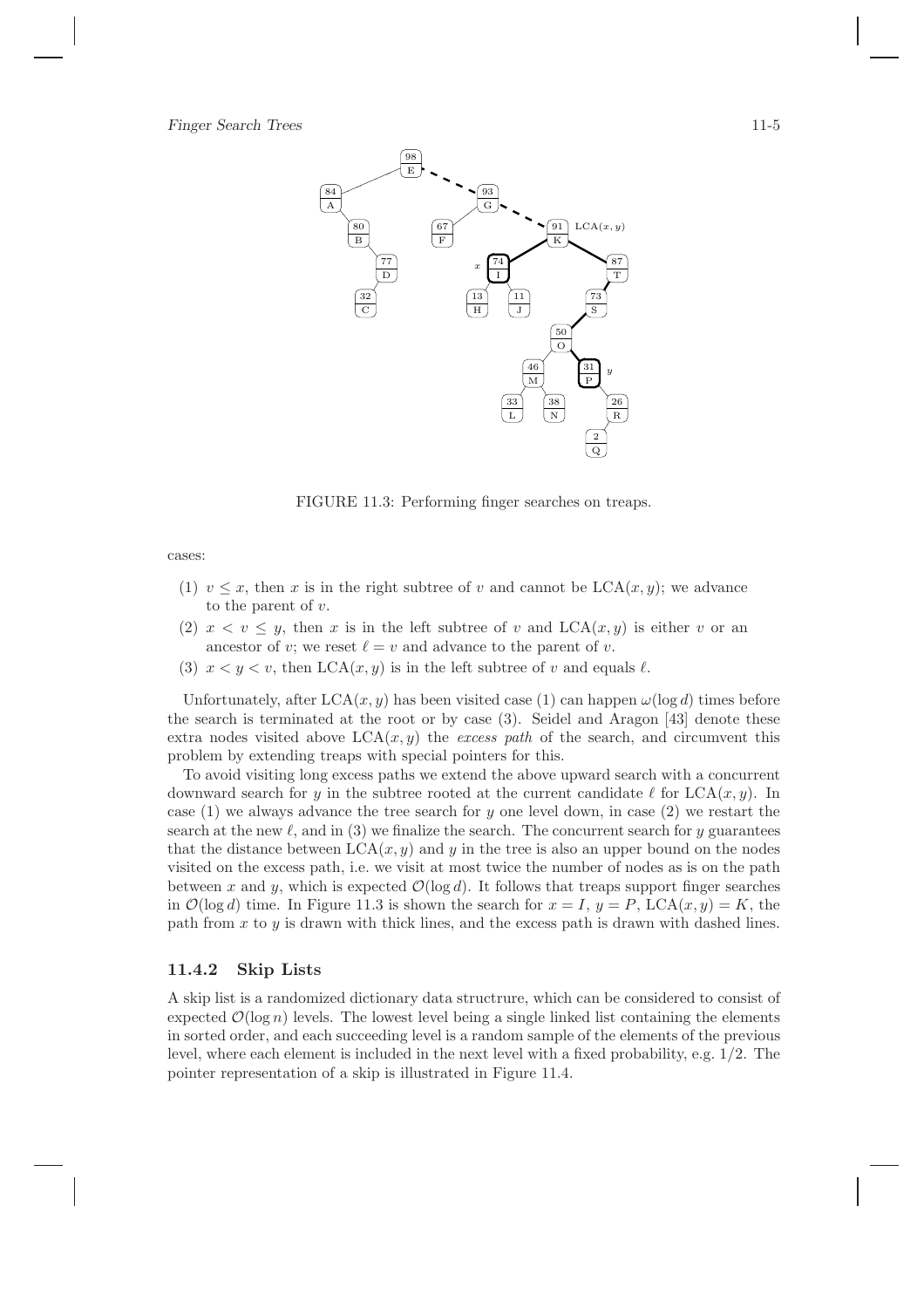FIGURE 11.3: Performing finger searches on treaps.

cases:

(1) $v \leq x$, then $x$ is in the right subtree of $v$ and cannot be $\text{LCA}(x, y)$; we advance to the parent of $v$.

(2) $x < v \leq y$, then $x$ is in the left subtree of $v$ and $\text{LCA}(x, y)$ is either $v$ or an ancestor of $v$; we reset $\ell = v$ and advance to the parent of $v$.

(3) $x < y < v$, then $\text{LCA}(x, y)$ is in the left subtree of $v$ and equals $\ell$.

Unfortunately, after $\text{LCA}(x, y)$ has been visited case (1) can happen $\omega(\log d)$ times before the search is terminated at the root or by case (3). Seidel and Aragon [43] denote these extra nodes visited above $\text{LCA}(x, y)$ the *excess path* of the search, and circumvent this problem by extending treaps with special pointers for this.

To avoid visiting long excess paths we extend the above upward search with a concurrent downward search for $y$ in the subtree rooted at the current candidate $\ell$ for $\text{LCA}(x, y)$. In case (1) we always advance the tree search for $y$ one level down, in case (2) we restart the search at the new $\ell$, and in (3) we finalize the search. The concurrent search for $y$ guarantees that the distance between $\text{LCA}(x, y)$ and $y$ in the tree is also an upper bound on the nodes visited on the excess path, i.e. we visit at most twice the number of nodes as is on the path between $x$ and $y$, which is expected $\mathcal{O}(\log d)$. It follows that treaps support finger searches in $\mathcal{O}(\log d)$ time. In Figure 11.3 is shown the search for $x = I$, $y = P$, $\text{LCA}(x, y) = K$, the path from $x$ to $y$ is drawn with thick lines, and the excess path is drawn with dashed lines.

### 11.4.2 Skip Lists

A skip list is a randomized dictionary data structrure, which can be considered to consist of expected $\mathcal{O}(\log n)$ levels. The lowest level being a single linked list containing the elements in sorted order, and each succeeding level is a random sample of the elements of the previous level, where each element is included in the next level with a fixed probability, e.g. 1/2. The pointer representation of a skip is illustrated in Figure 11.4.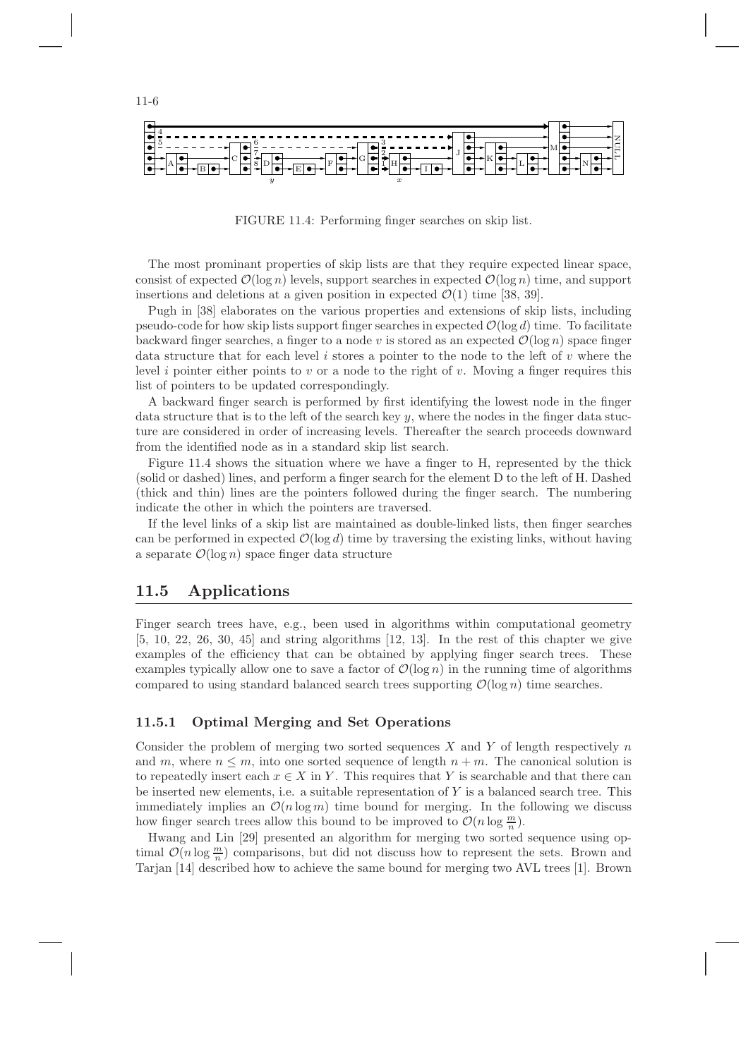FIGURE 11.4: Performing finger searches on skip list.

The most prominant properties of skip lists are that they require expected linear space, consist of expected $\mathcal{O}(\log n)$ levels, support searches in expected $\mathcal{O}(\log n)$ time, and support insertions and deletions at a given position in expected $\mathcal{O}(1)$ time [38, 39].

Pugh in [38] elaborates on the various properties and extensions of skip lists, including pseudo-code for how skip lists support finger searches in expected $\mathcal{O}(\log d)$ time. To facilitate backward finger searches, a finger to a node $v$ is stored as an expected $\mathcal{O}(\log n)$ space finger data structure that for each level $i$ stores a pointer to the node to the left of $v$ where the level $i$ pointer either points to $v$ or a node to the right of $v$. Moving a finger requires this list of pointers to be updated correspondingly.

A backward finger search is performed by first identifying the lowest node in the finger data structure that is to the left of the search key $y$, where the nodes in the finger data stucture are considered in order of increasing levels. Thereafter the search proceeds downward from the identified node as in a standard skip list search.

Figure 11.4 shows the situation where we have a finger to H, represented by the thick (solid or dashed) lines, and perform a finger search for the element D to the left of H. Dashed (thick and thin) lines are the pointers followed during the finger search. The numbering indicate the other in which the pointers are traversed.

If the level links of a skip list are maintained as double-linked lists, then finger searches can be performed in expected $\mathcal{O}(\log d)$ time by traversing the existing links, without having a separate $\mathcal{O}(\log n)$ space finger data structure

## 11.5 Applications

Finger search trees have, e.g., been used in algorithms within computational geometry [5, 10, 22, 26, 30, 45] and string algorithms [12, 13]. In the rest of this chapter we give examples of the efficiency that can be obtained by applying finger search trees. These examples typically allow one to save a factor of $\mathcal{O}(\log n)$ in the running time of algorithms compared to using standard balanced search trees supporting $\mathcal{O}(\log n)$ time searches.

### 11.5.1 Optimal Merging and Set Operations

Consider the problem of merging two sorted sequences $X$ and $Y$ of length respectively $n$ and $m$, where $n \leq m$, into one sorted sequence of length $n + m$. The canonical solution is to repeatedly insert each $x \in X$ in $Y$. This requires that $Y$ is searchable and that there can be inserted new elements, i.e. a suitable representation of $Y$ is a balanced search tree. This immediately implies an $\mathcal{O}(n \log m)$ time bound for merging. In the following we discuss how finger search trees allow this bound to be improved to $\mathcal{O}(n \log \frac{m}{n})$.

Hwang and Lin [29] presented an algorithm for merging two sorted sequence using optimal $\mathcal{O}(n \log \frac{m}{n})$ comparisons, but did not discuss how to represent the sets. Brown and Tarjan [14] described how to achieve the same bound for merging two AVL trees [1]. Brown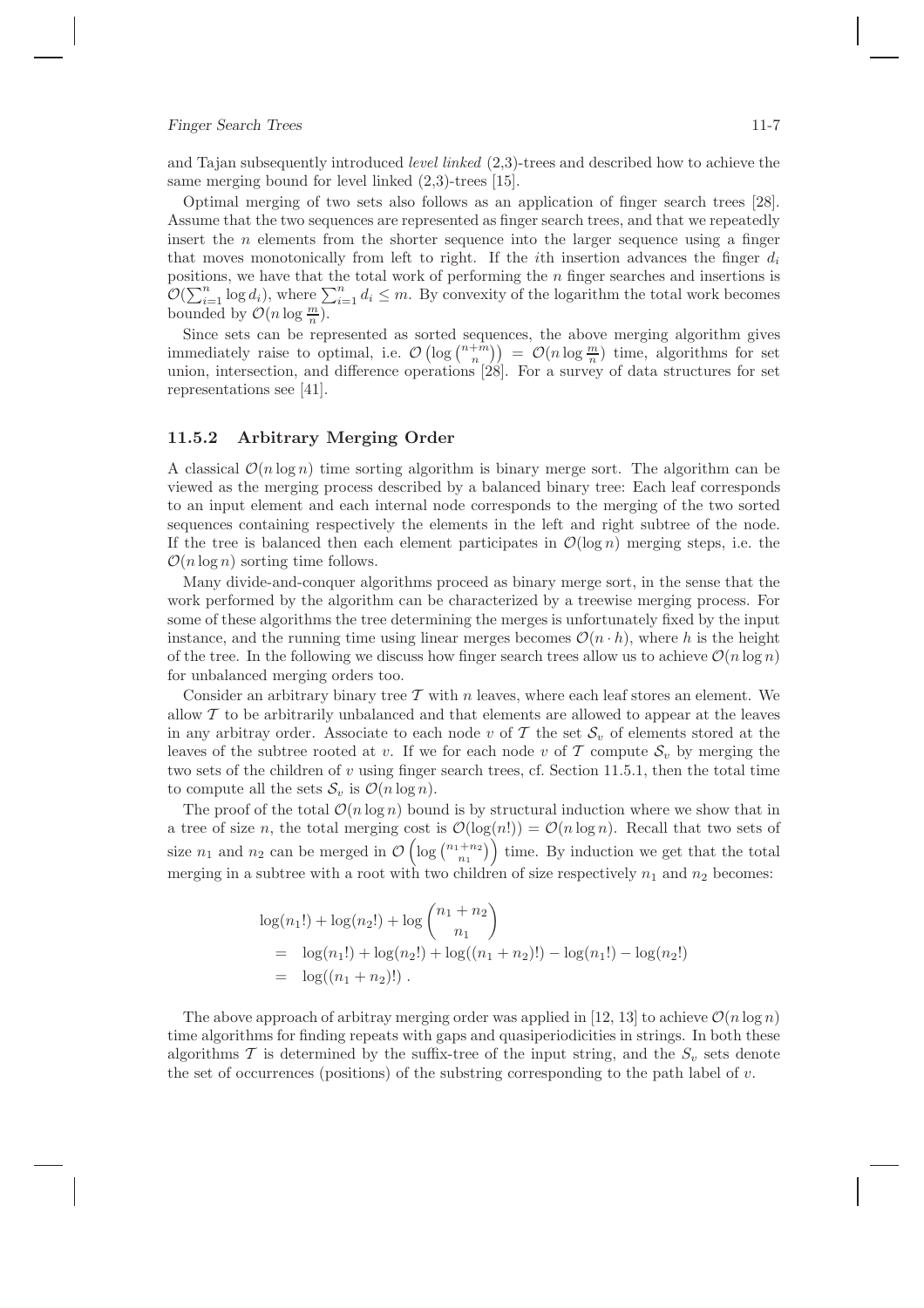and Tajan subsequently introduced *level linked* (2,3)-trees and described how to achieve the same merging bound for level linked (2,3)-trees [15].

Optimal merging of two sets also follows as an application of finger search trees [28]. Assume that the two sequences are represented as finger search trees, and that we repeatedly insert the $n$ elements from the shorter sequence into the larger sequence using a finger that moves monotonically from left to right. If the $i$th insertion advances the finger $d_i$ positions, we have that the total work of performing the $n$ finger searches and insertions is $\mathcal{O}(\sum_{i=1}^{n} \log d_i)$, where $\sum_{i=1}^{n} d_i \leq m$. By convexity of the logarithm the total work becomes bounded by $\mathcal{O}(n \log \frac{m}{n})$.

Since sets can be represented as sorted sequences, the above merging algorithm gives immediately raise to optimal, i.e. $\mathcal{O}\left(\log \binom{n+m}{n}\right) = \mathcal{O}(n \log \frac{m}{n})$ time, algorithms for set union, intersection, and difference operations [28]. For a survey of data structures for set representations see [41].

### 11.5.2 Arbitrary Merging Order

A classical $\mathcal{O}(n \log n)$ time sorting algorithm is binary merge sort. The algorithm can be viewed as the merging process described by a balanced binary tree: Each leaf corresponds to an input element and each internal node corresponds to the merging of the two sorted sequences containing respectively the elements in the left and right subtree of the node. If the tree is balanced then each element participates in $\mathcal{O}(\log n)$ merging steps, i.e. the $\mathcal{O}(n \log n)$ sorting time follows.

Many divide-and-conquer algorithms proceed as binary merge sort, in the sense that the work performed by the algorithm can be characterized by a treewise merging process. For some of these algorithms the tree determining the merges is unfortunately fixed by the input instance, and the running time using linear merges becomes $\mathcal{O}(n \cdot h)$, where $h$ is the height of the tree. In the following we discuss how finger search trees allow us to achieve $\mathcal{O}(n \log n)$ for unbalanced merging orders too.

Consider an arbitrary binary tree $\mathcal{T}$ with $n$ leaves, where each leaf stores an element. We allow $\mathcal{T}$ to be arbitrarily unbalanced and that elements are allowed to appear at the leaves in any arbitray order. Associate to each node $v$ of $\mathcal{T}$ the set $\mathcal{S}_v$ of elements stored at the leaves of the subtree rooted at $v$. If we for each node $v$ of $\mathcal{T}$ compute $\mathcal{S}_v$ by merging the two sets of the children of $v$ using finger search trees, cf. Section 11.5.1, then the total time to compute all the sets $\mathcal{S}_v$ is $\mathcal{O}(n \log n)$.

The proof of the total $\mathcal{O}(n \log n)$ bound is by structural induction where we show that in a tree of size $n$, the total merging cost is $\mathcal{O}(\log(n!)) = \mathcal{O}(n \log n)$. Recall that two sets of size $n_1$ and $n_2$ can be merged in $\mathcal{O}\left(\log \binom{n_1+n_2}{n_1}\right)$ time. By induction we get that the total merging in a subtree with a root with two children of size respectively $n_1$ and $n_2$ becomes:

$$
\begin{aligned}
&\log(n_1!) + \log(n_2!) + \log \binom{n_1+n_2}{n_1} \\
&= \log(n_1!) + \log(n_2!) + \log((n_1+n_2)!) - \log(n_1!) - \log(n_2!) \\
&= \log((n_1+n_2)!) \ .
\end{aligned}
$$

The above approach of arbitray merging order was applied in [12, 13] to achieve $\mathcal{O}(n \log n)$ time algorithms for finding repeats with gaps and quasiperiodicities in strings. In both these algorithms $\mathcal{T}$ is determined by the suffix-tree of the input string, and the $S_v$ sets denote the set of occurrences (positions) of the substring corresponding to the path label of $v$.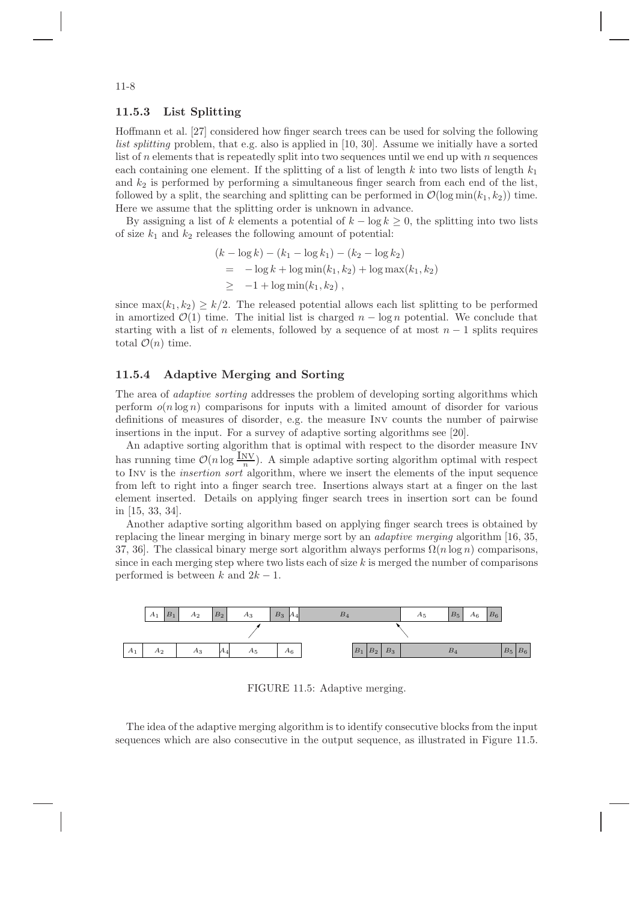### 11.5.3 List Splitting

Hoffmann et al. [27] considered how finger search trees can be used for solving the following *list splitting* problem, that e.g. also is applied in [10, 30]. Assume we initially have a sorted list of $n$ elements that is repeatedly split into two sequences until we end up with $n$ sequences each containing one element. If the splitting of a list of length $k$ into two lists of length $k_1$ and $k_2$ is performed by performing a simultaneous finger search from each end of the list, followed by a split, the searching and splitting can be performed in $\mathcal{O}(\log \min(k_1, k_2))$ time. Here we assume that the splitting order is unknown in advance.

By assigning a list of $k$ elements a potential of $k - \log k \geq 0$, the splitting into two lists of size $k_1$ and $k_2$ releases the following amount of potential:

$$
\begin{aligned}
& (k - \log k) - (k_1 - \log k_1) - (k_2 - \log k_2) \\
&= \ -\log k + \log \min(k_1, k_2) + \log \max(k_1, k_2) \\
&\geq \ -1 + \log \min(k_1, k_2) \ ,
\end{aligned}
$$

since $\max(k_1, k_2) \geq k/2$. The released potential allows each list splitting to be performed in amortized $\mathcal{O}(1)$ time. The initial list is charged $n - \log n$ potential. We conclude that starting with a list of $n$ elements, followed by a sequence of at most $n - 1$ splits requires total $\mathcal{O}(n)$ time.

### 11.5.4 Adaptive Merging and Sorting

The area of *adaptive sorting* addresses the problem of developing sorting algorithms which perform $o(n \log n)$ comparisons for inputs with a limited amount of disorder for various definitions of measures of disorder, e.g. the measure INV counts the number of pairwise insertions in the input. For a survey of adaptive sorting algorithms see [20].

An adaptive sorting algorithm that is optimal with respect to the disorder measure INV has running time $\mathcal{O}(n \log \frac{\text{INV}}{n})$. A simple adaptive sorting algorithm optimal with respect to INV is the *insertion sort* algorithm, where we insert the elements of the input sequence from left to right into a finger search tree. Insertions always start at a finger on the last element inserted. Details on applying finger search trees in insertion sort can be found in [15, 33, 34].

Another adaptive sorting algorithm based on applying finger search trees is obtained by replacing the linear merging in binary merge sort by an *adaptive merging* algorithm [16, 35, 37, 36]. The classical binary merge sort algorithm always performs $\Omega(n \log n)$ comparisons, since in each merging step where two lists each of size $k$ is merged the number of comparisons performed is between $k$ and $2k - 1$.

| $A_1$ | $B_1$ | $A_2$ | $B_2$ | $A_3$ | $B_3$ | $A_4$ | $B_4$ | $A_5$ | $B_5$ | $A_6$ | $B_6$ |
|---|---|---|---|---|---|---|---|---|---|---|---|

| $A_1$ | $A_2$ | $A_3$ | $A_4$ | $A_5$ | $A_6$ | | $B_1$ | $B_2$ | $B_3$ | $B_4$ | $B_5$ | $B_6$ |
|---|---|---|---|---|---|---|---|---|---|---|---|---|

FIGURE 11.5: Adaptive merging.

The idea of the adaptive merging algorithm is to identify consecutive blocks from the input sequences which are also consecutive in the output sequence, as illustrated in Figure 11.5.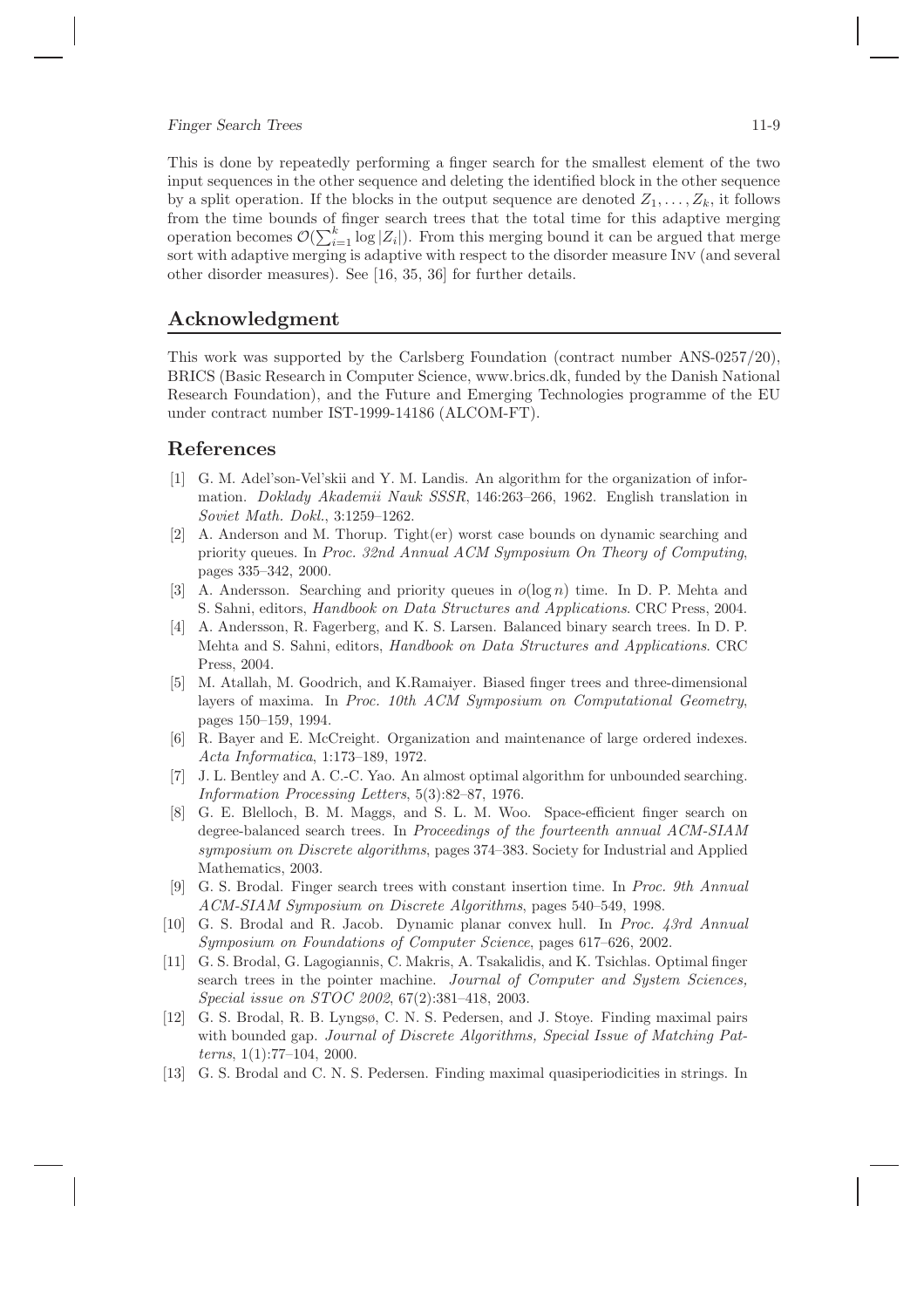This is done by repeatedly performing a finger search for the smallest element of the two input sequences in the other sequence and deleting the identified block in the other sequence by a split operation. If the blocks in the output sequence are denoted $Z_1, \ldots, Z_k$, it follows from the time bounds of finger search trees that the total time for this adaptive merging operation becomes $\mathcal{O}(\sum_{i=1}^{k} \log |Z_i|)$. From this merging bound it can be argued that merge sort with adaptive merging is adaptive with respect to the disorder measure Inv (and several other disorder measures). See [16, 35, 36] for further details.

## Acknowledgment

This work was supported by the Carlsberg Foundation (contract number ANS-0257/20), BRICS (Basic Research in Computer Science, www.brics.dk, funded by the Danish National Research Foundation), and the Future and Emerging Technologies programme of the EU under contract number IST-1999-14186 (ALCOM-FT).

## References

[1] G. M. Adel'son-Vel'skii and Y. M. Landis. An algorithm for the organization of information. *Doklady Akademii Nauk SSSR*, 146:263–266, 1962. English translation in *Soviet Math. Dokl.*, 3:1259–1262.

[2] A. Anderson and M. Thorup. Tight(er) worst case bounds on dynamic searching and priority queues. In *Proc. 32nd Annual ACM Symposium On Theory of Computing*, pages 335–342, 2000.

[3] A. Andersson. Searching and priority queues in $o(\log n)$ time. In D. P. Mehta and S. Sahni, editors, *Handbook on Data Structures and Applications*. CRC Press, 2004.

[4] A. Andersson, R. Fagerberg, and K. S. Larsen. Balanced binary search trees. In D. P. Mehta and S. Sahni, editors, *Handbook on Data Structures and Applications*. CRC Press, 2004.

[5] M. Atallah, M. Goodrich, and K.Ramaiyer. Biased finger trees and three-dimensional layers of maxima. In *Proc. 10th ACM Symposium on Computational Geometry*, pages 150–159, 1994.

[6] R. Bayer and E. McCreight. Organization and maintenance of large ordered indexes. *Acta Informatica*, 1:173–189, 1972.

[7] J. L. Bentley and A. C.-C. Yao. An almost optimal algorithm for unbounded searching. *Information Processing Letters*, 5(3):82–87, 1976.

[8] G. E. Blelloch, B. M. Maggs, and S. L. M. Woo. Space-efficient finger search on degree-balanced search trees. In *Proceedings of the fourteenth annual ACM-SIAM symposium on Discrete algorithms*, pages 374–383. Society for Industrial and Applied Mathematics, 2003.

[9] G. S. Brodal. Finger search trees with constant insertion time. In *Proc. 9th Annual ACM-SIAM Symposium on Discrete Algorithms*, pages 540–549, 1998.

[10] G. S. Brodal and R. Jacob. Dynamic planar convex hull. In *Proc. 43rd Annual Symposium on Foundations of Computer Science*, pages 617–626, 2002.

[11] G. S. Brodal, G. Lagogiannis, C. Makris, A. Tsakalidis, and K. Tsichlas. Optimal finger search trees in the pointer machine. *Journal of Computer and System Sciences, Special issue on STOC 2002*, 67(2):381–418, 2003.

[12] G. S. Brodal, R. B. Lyngsø, C. N. S. Pedersen, and J. Stoye. Finding maximal pairs with bounded gap. *Journal of Discrete Algorithms, Special Issue of Matching Patterns*, 1(1):77–104, 2000.

[13] G. S. Brodal and C. N. S. Pedersen. Finding maximal quasiperiodicities in strings. In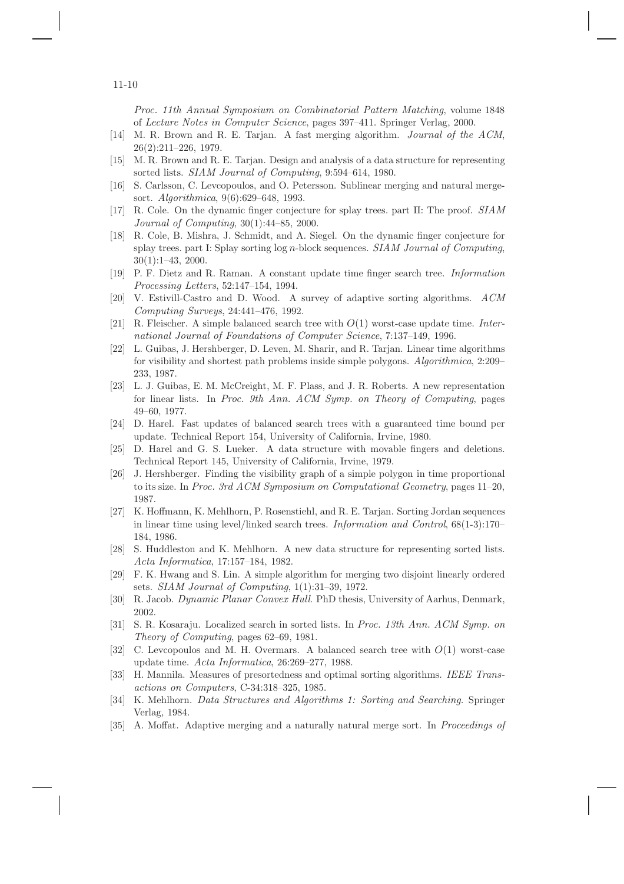*Proc. 11th Annual Symposium on Combinatorial Pattern Matching*, volume 1848 of *Lecture Notes in Computer Science*, pages 397–411. Springer Verlag, 2000.

[14] M. R. Brown and R. E. Tarjan. A fast merging algorithm. *Journal of the ACM*, 26(2):211–226, 1979.

[15] M. R. Brown and R. E. Tarjan. Design and analysis of a data structure for representing sorted lists. *SIAM Journal of Computing*, 9:594–614, 1980.

[16] S. Carlsson, C. Levcopoulos, and O. Petersson. Sublinear merging and natural mergesort. *Algorithmica*, 9(6):629–648, 1993.

[17] R. Cole. On the dynamic finger conjecture for splay trees. part II: The proof. *SIAM Journal of Computing*, 30(1):44–85, 2000.

[18] R. Cole, B. Mishra, J. Schmidt, and A. Siegel. On the dynamic finger conjecture for splay trees. part I: Splay sorting $\log n$-block sequences. *SIAM Journal of Computing*, 30(1):1–43, 2000.

[19] P. F. Dietz and R. Raman. A constant update time finger search tree. *Information Processing Letters*, 52:147–154, 1994.

[20] V. Estivill-Castro and D. Wood. A survey of adaptive sorting algorithms. *ACM Computing Surveys*, 24:441–476, 1992.

[21] R. Fleischer. A simple balanced search tree with $O(1)$ worst-case update time. *International Journal of Foundations of Computer Science*, 7:137–149, 1996.

[22] L. Guibas, J. Hershberger, D. Leven, M. Sharir, and R. Tarjan. Linear time algorithms for visibility and shortest path problems inside simple polygons. *Algorithmica*, 2:209–233, 1987.

[23] L. J. Guibas, E. M. McCreight, M. F. Plass, and J. R. Roberts. A new representation for linear lists. In *Proc. 9th Ann. ACM Symp. on Theory of Computing*, pages 49–60, 1977.

[24] D. Harel. Fast updates of balanced search trees with a guaranteed time bound per update. Technical Report 154, University of California, Irvine, 1980.

[25] D. Harel and G. S. Lueker. A data structure with movable fingers and deletions. Technical Report 145, University of California, Irvine, 1979.

[26] J. Hershberger. Finding the visibility graph of a simple polygon in time proportional to its size. In *Proc. 3rd ACM Symposium on Computational Geometry*, pages 11–20, 1987.

[27] K. Hoffmann, K. Mehlhorn, P. Rosenstiehl, and R. E. Tarjan. Sorting Jordan sequences in linear time using level/linked search trees. *Information and Control*, 68(1-3):170–184, 1986.

[28] S. Huddleston and K. Mehlhorn. A new data structure for representing sorted lists. *Acta Informatica*, 17:157–184, 1982.

[29] F. K. Hwang and S. Lin. A simple algorithm for merging two disjoint linearly ordered sets. *SIAM Journal of Computing*, 1(1):31–39, 1972.

[30] R. Jacob. *Dynamic Planar Convex Hull*. PhD thesis, University of Aarhus, Denmark, 2002.

[31] S. R. Kosaraju. Localized search in sorted lists. In *Proc. 13th Ann. ACM Symp. on Theory of Computing*, pages 62–69, 1981.

[32] C. Levcopoulos and M. H. Overmars. A balanced search tree with $O(1)$ worst-case update time. *Acta Informatica*, 26:269–277, 1988.

[33] H. Mannila. Measures of presortedness and optimal sorting algorithms. *IEEE Transactions on Computers*, C-34:318–325, 1985.

[34] K. Mehlhorn. *Data Structures and Algorithms 1: Sorting and Searching*. Springer Verlag, 1984.

[35] A. Moffat. Adaptive merging and a naturally natural merge sort. In *Proceedings of*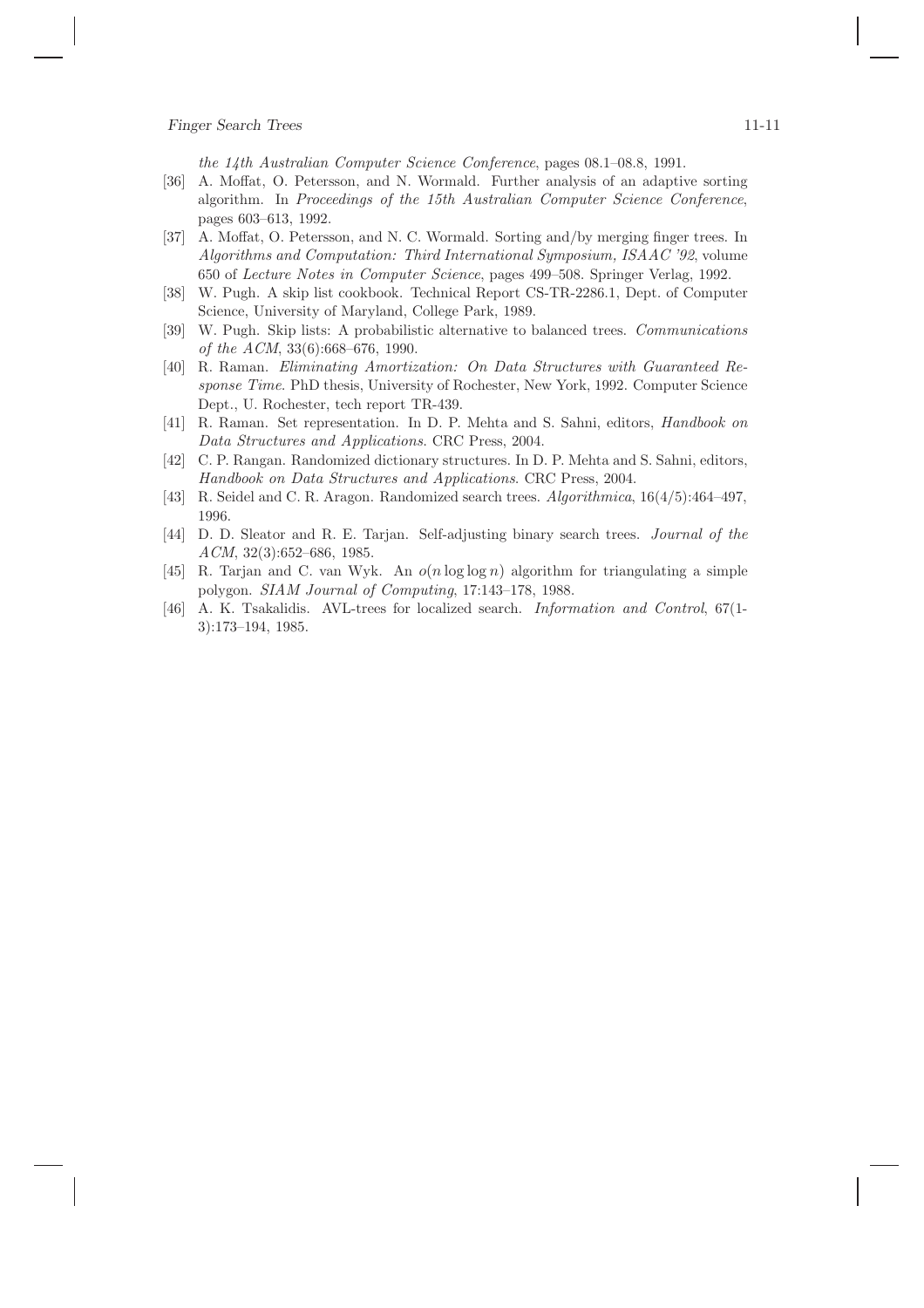*the 14th Australian Computer Science Conference*, pages 08.1–08.8, 1991.

[36] A. Moffat, O. Petersson, and N. Wormald. Further analysis of an adaptive sorting algorithm. In *Proceedings of the 15th Australian Computer Science Conference*, pages 603–613, 1992.

[37] A. Moffat, O. Petersson, and N. C. Wormald. Sorting and/by merging finger trees. In *Algorithms and Computation: Third International Symposium, ISAAC '92*, volume 650 of *Lecture Notes in Computer Science*, pages 499–508. Springer Verlag, 1992.

[38] W. Pugh. A skip list cookbook. Technical Report CS-TR-2286.1, Dept. of Computer Science, University of Maryland, College Park, 1989.

[39] W. Pugh. Skip lists: A probabilistic alternative to balanced trees. *Communications of the ACM*, 33(6):668–676, 1990.

[40] R. Raman. *Eliminating Amortization: On Data Structures with Guaranteed Response Time*. PhD thesis, University of Rochester, New York, 1992. Computer Science Dept., U. Rochester, tech report TR-439.

[41] R. Raman. Set representation. In D. P. Mehta and S. Sahni, editors, *Handbook on Data Structures and Applications*. CRC Press, 2004.

[42] C. P. Rangan. Randomized dictionary structures. In D. P. Mehta and S. Sahni, editors, *Handbook on Data Structures and Applications*. CRC Press, 2004.

[43] R. Seidel and C. R. Aragon. Randomized search trees. *Algorithmica*, 16(4/5):464–497, 1996.

[44] D. D. Sleator and R. E. Tarjan. Self-adjusting binary search trees. *Journal of the ACM*, 32(3):652–686, 1985.

[45] R. Tarjan and C. van Wyk. An $o(n \log \log n)$ algorithm for triangulating a simple polygon. *SIAM Journal of Computing*, 17:143–178, 1988.

[46] A. K. Tsakalidis. AVL-trees for localized search. *Information and Control*, 67(1-3):173–194, 1985.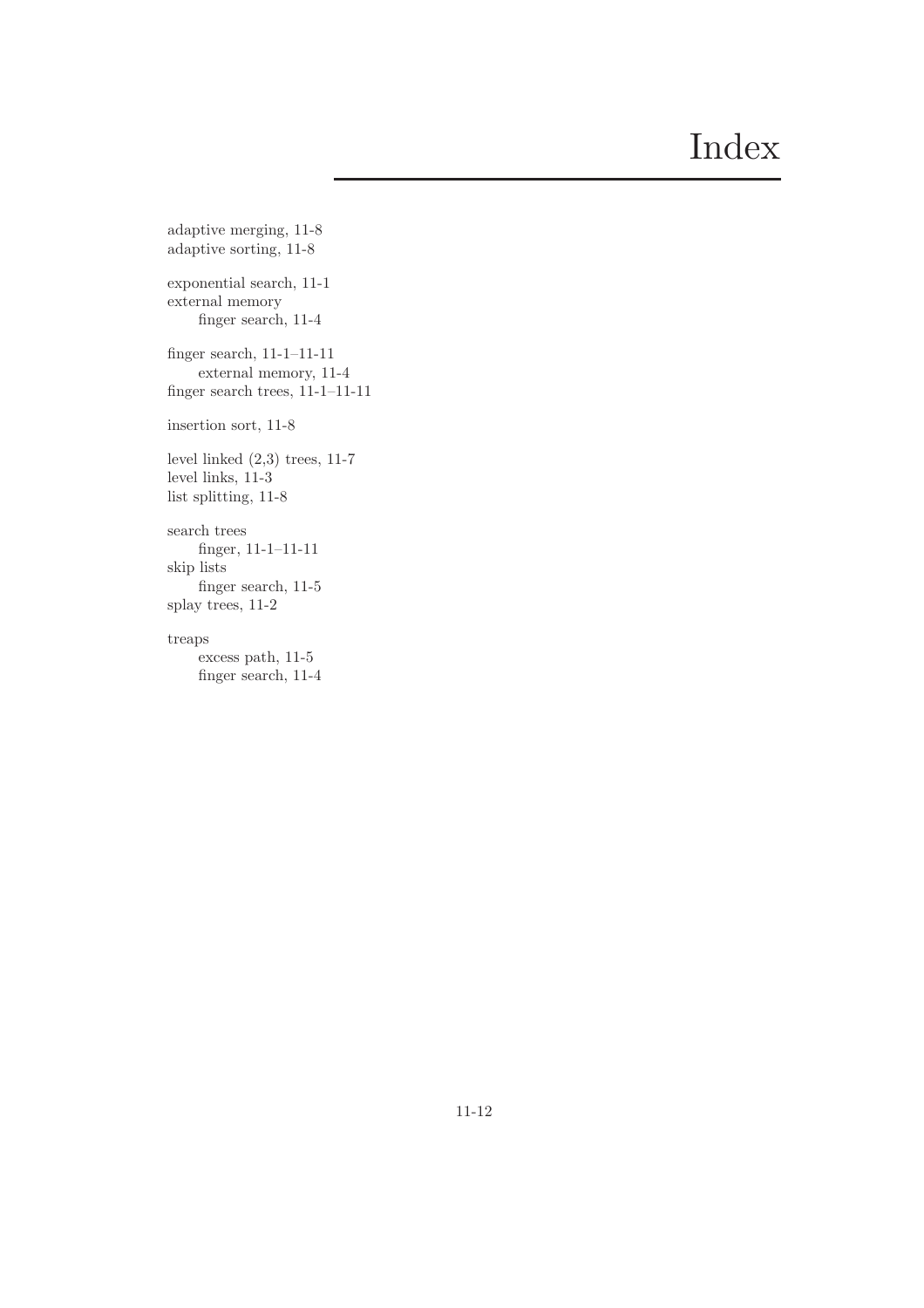# Index

adaptive merging, 11-8
adaptive sorting, 11-8

exponential search, 11-1
external memory
  finger search, 11-4

finger search, 11-1–11-11
  external memory, 11-4
finger search trees, 11-1–11-11

insertion sort, 11-8

level linked (2,3) trees, 11-7
level links, 11-3
list splitting, 11-8

search trees
  finger, 11-1–11-11
skip lists
  finger search, 11-5
splay trees, 11-2

treaps
  excess path, 11-5
  finger search, 11-4